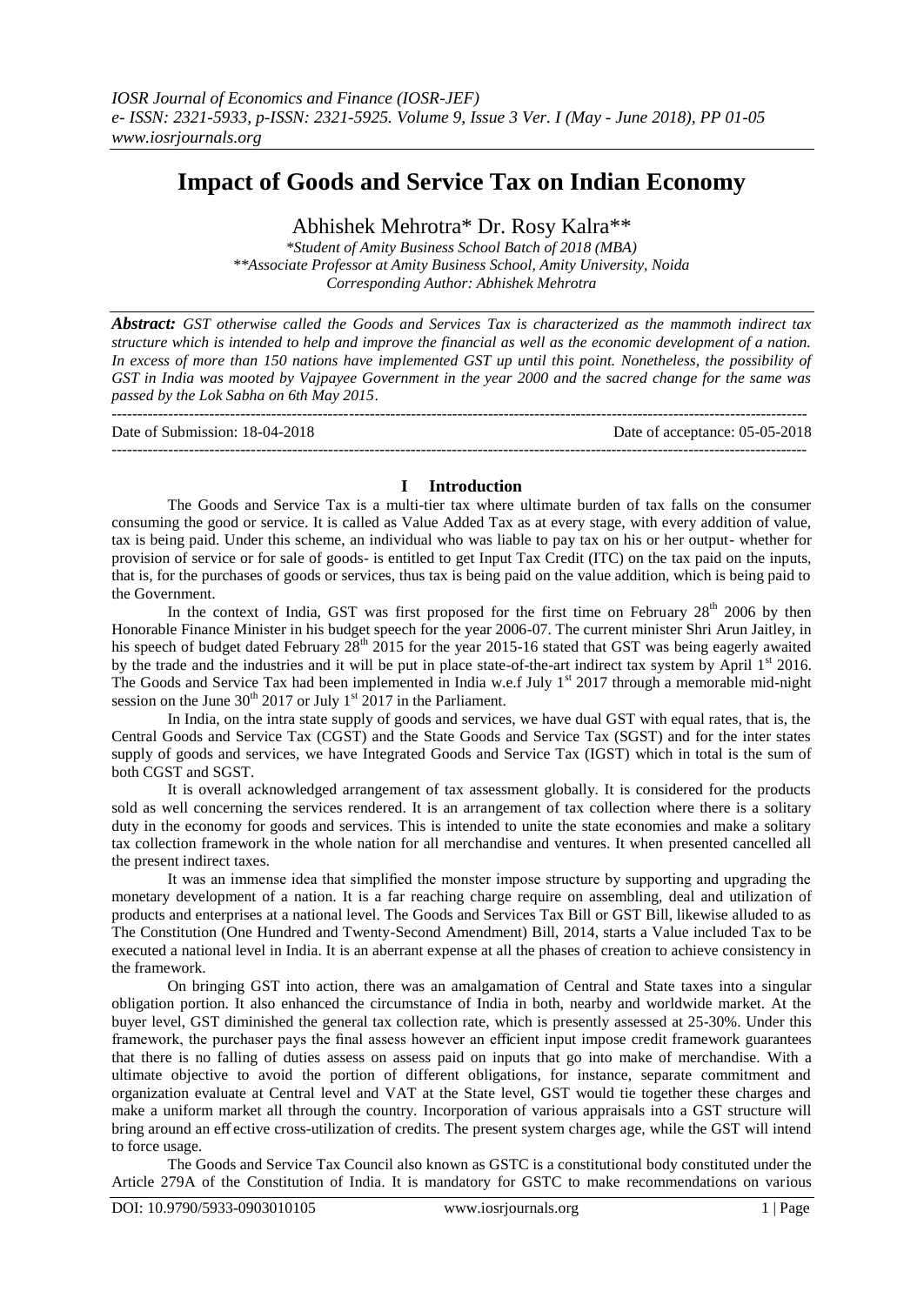# Impact of Goods and Service Tax on Indian Economy

Abhishek Mehrotra* Dr. Rosy Kalra**

*\*Student of Amity Business School Batch of 2018 (MBA)*
*\*\*Associate Professor at Amity Business School, Amity University, Noida*
*Corresponding Author: Abhishek Mehrotra*

***Abstract:*** *GST otherwise called the Goods and Services Tax is characterized as the mammoth indirect tax structure which is intended to help and improve the financial as well as the economic development of a nation. In excess of more than 150 nations have implemented GST up until this point. Nonetheless, the possibility of GST in India was mooted by Vajpayee Government in the year 2000 and the sacred change for the same was passed by the Lok Sabha on 6th May 2015.*

---

Date of Submission: 18-04-2018 Date of acceptance: 05-05-2018

---

## I Introduction

The Goods and Service Tax is a multi-tier tax where ultimate burden of tax falls on the consumer consuming the good or service. It is called as Value Added Tax as at every stage, with every addition of value, tax is being paid. Under this scheme, an individual who was liable to pay tax on his or her output- whether for provision of service or for sale of goods- is entitled to get Input Tax Credit (ITC) on the tax paid on the inputs, that is, for the purchases of goods or services, thus tax is being paid on the value addition, which is being paid to the Government.

In the context of India, GST was first proposed for the first time on February 28th 2006 by then Honorable Finance Minister in his budget speech for the year 2006-07. The current minister Shri Arun Jaitley, in his speech of budget dated February 28th 2015 for the year 2015-16 stated that GST was being eagerly awaited by the trade and the industries and it will be put in place state-of-the-art indirect tax system by April 1st 2016. The Goods and Service Tax had been implemented in India w.e.f July 1st 2017 through a memorable mid-night session on the June 30th 2017 or July 1st 2017 in the Parliament.

In India, on the intra state supply of goods and services, we have dual GST with equal rates, that is, the Central Goods and Service Tax (CGST) and the State Goods and Service Tax (SGST) and for the inter states supply of goods and services, we have Integrated Goods and Service Tax (IGST) which in total is the sum of both CGST and SGST.

It is overall acknowledged arrangement of tax assessment globally. It is considered for the products sold as well concerning the services rendered. It is an arrangement of tax collection where there is a solitary duty in the economy for goods and services. This is intended to unite the state economies and make a solitary tax collection framework in the whole nation for all merchandise and ventures. It when presented cancelled all the present indirect taxes.

It was an immense idea that simplified the monster impose structure by supporting and upgrading the monetary development of a nation. It is a far reaching charge require on assembling, deal and utilization of products and enterprises at a national level. The Goods and Services Tax Bill or GST Bill, likewise alluded to as The Constitution (One Hundred and Twenty-Second Amendment) Bill, 2014, starts a Value included Tax to be executed a national level in India. It is an aberrant expense at all the phases of creation to achieve consistency in the framework.

On bringing GST into action, there was an amalgamation of Central and State taxes into a singular obligation portion. It also enhanced the circumstance of India in both, nearby and worldwide market. At the buyer level, GST diminished the general tax collection rate, which is presently assessed at 25-30%. Under this framework, the purchaser pays the final assess however an efficient input impose credit framework guarantees that there is no falling of duties assess on assess paid on inputs that go into make of merchandise. With a ultimate objective to avoid the portion of different obligations, for instance, separate commitment and organization evaluate at Central level and VAT at the State level, GST would tie together these charges and make a uniform market all through the country. Incorporation of various appraisals into a GST structure will bring around an effective cross-utilization of credits. The present system charges age, while the GST will intend to force usage.

The Goods and Service Tax Council also known as GSTC is a constitutional body constituted under the Article 279A of the Constitution of India. It is mandatory for GSTC to make recommendations on various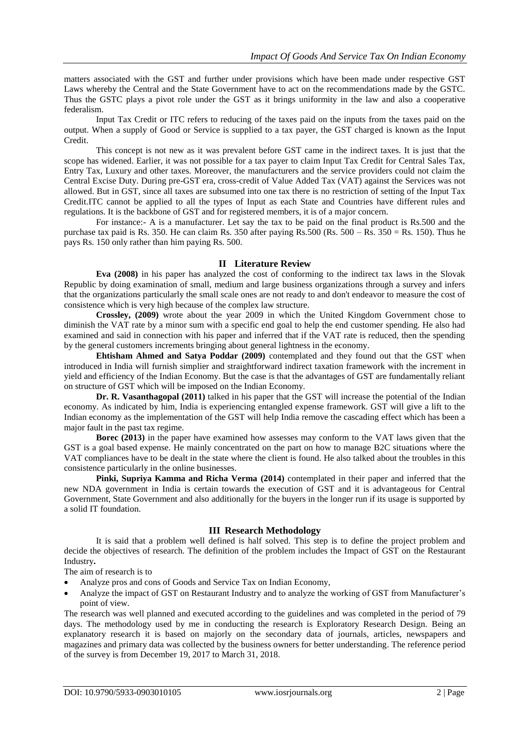matters associated with the GST and further under provisions which have been made under respective GST Laws whereby the Central and the State Government have to act on the recommendations made by the GSTC. Thus the GSTC plays a pivot role under the GST as it brings uniformity in the law and also a cooperative federalism.

Input Tax Credit or ITC refers to reducing of the taxes paid on the inputs from the taxes paid on the output. When a supply of Good or Service is supplied to a tax payer, the GST charged is known as the Input Credit.

This concept is not new as it was prevalent before GST came in the indirect taxes. It is just that the scope has widened. Earlier, it was not possible for a tax payer to claim Input Tax Credit for Central Sales Tax, Entry Tax, Luxury and other taxes. Moreover, the manufacturers and the service providers could not claim the Central Excise Duty. During pre-GST era, cross-credit of Value Added Tax (VAT) against the Services was not allowed. But in GST, since all taxes are subsumed into one tax there is no restriction of setting of the Input Tax Credit.ITC cannot be applied to all the types of Input as each State and Countries have different rules and regulations. It is the backbone of GST and for registered members, it is of a major concern.

For instance:- A is a manufacturer. Let say the tax to be paid on the final product is Rs.500 and the purchase tax paid is Rs. 350. He can claim Rs. 350 after paying Rs.500 (Rs. 500 – Rs. 350 = Rs. 150). Thus he pays Rs. 150 only rather than him paying Rs. 500.

## II Literature Review

**Eva (2008)** in his paper has analyzed the cost of conforming to the indirect tax laws in the Slovak Republic by doing examination of small, medium and large business organizations through a survey and infers that the organizations particularly the small scale ones are not ready to and don't endeavor to measure the cost of consistence which is very high because of the complex law structure.

**Crossley, (2009)** wrote about the year 2009 in which the United Kingdom Government chose to diminish the VAT rate by a minor sum with a specific end goal to help the end customer spending. He also had examined and said in connection with his paper and inferred that if the VAT rate is reduced, then the spending by the general customers increments bringing about general lightness in the economy.

**Ehtisham Ahmed and Satya Poddar (2009)** contemplated and they found out that the GST when introduced in India will furnish simplier and straightforward indirect taxation framework with the increment in yield and efficiency of the Indian Economy. But the case is that the advantages of GST are fundamentally reliant on structure of GST which will be imposed on the Indian Economy.

**Dr. R. Vasanthagopal (2011)** talked in his paper that the GST will increase the potential of the Indian economy. As indicated by him, India is experiencing entangled expense framework. GST will give a lift to the Indian economy as the implementation of the GST will help India remove the cascading effect which has been a major fault in the past tax regime.

**Borec (2013)** in the paper have examined how assesses may conform to the VAT laws given that the GST is a goal based expense. He mainly concentrated on the part on how to manage B2C situations where the VAT compliances have to be dealt in the state where the client is found. He also talked about the troubles in this consistence particularly in the online businesses.

**Pinki, Supriya Kamma and Richa Verma (2014)** contemplated in their paper and inferred that the new NDA government in India is certain towards the execution of GST and it is advantageous for Central Government, State Government and also additionally for the buyers in the longer run if its usage is supported by a solid IT foundation.

## III Research Methodology

It is said that a problem well defined is half solved. This step is to define the project problem and decide the objectives of research. The definition of the problem includes the Impact of GST on the Restaurant Industry**.**

The aim of research is to

- Analyze pros and cons of Goods and Service Tax on Indian Economy,
- Analyze the impact of GST on Restaurant Industry and to analyze the working of GST from Manufacturer's point of view.

The research was well planned and executed according to the guidelines and was completed in the period of 79 days. The methodology used by me in conducting the research is Exploratory Research Design. Being an explanatory research it is based on majorly on the secondary data of journals, articles, newspapers and magazines and primary data was collected by the business owners for better understanding. The reference period of the survey is from December 19, 2017 to March 31, 2018.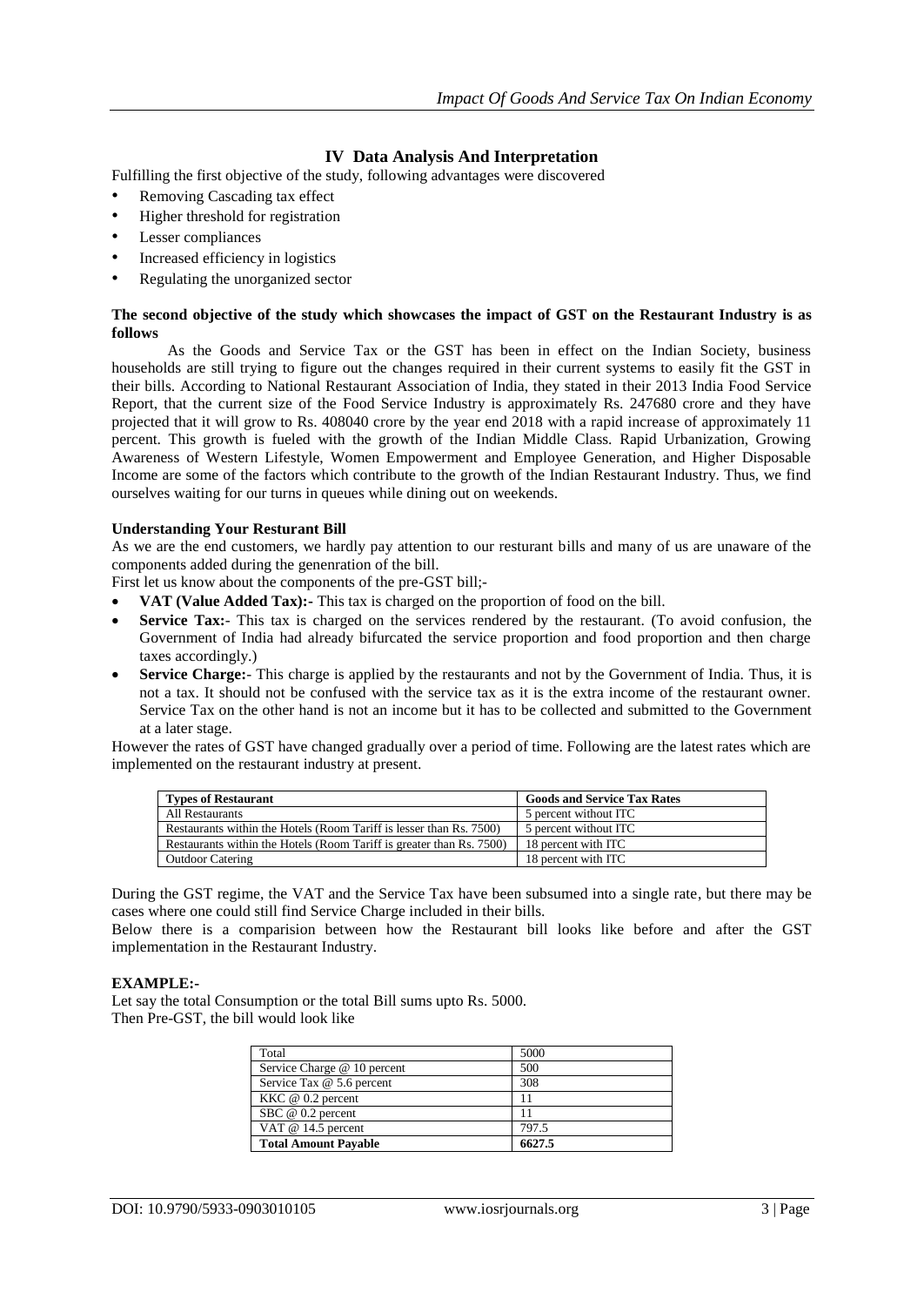## IV Data Analysis And Interpretation

Fulfilling the first objective of the study, following advantages were discovered

- Removing Cascading tax effect
- Higher threshold for registration
- Lesser compliances
- Increased efficiency in logistics
- Regulating the unorganized sector

**The second objective of the study which showcases the impact of GST on the Restaurant Industry is as follows**

As the Goods and Service Tax or the GST has been in effect on the Indian Society, business households are still trying to figure out the changes required in their current systems to easily fit the GST in their bills. According to National Restaurant Association of India, they stated in their 2013 India Food Service Report, that the current size of the Food Service Industry is approximately Rs. 247680 crore and they have projected that it will grow to Rs. 408040 crore by the year end 2018 with a rapid increase of approximately 11 percent. This growth is fueled with the growth of the Indian Middle Class. Rapid Urbanization, Growing Awareness of Western Lifestyle, Women Empowerment and Employee Generation, and Higher Disposable Income are some of the factors which contribute to the growth of the Indian Restaurant Industry. Thus, we find ourselves waiting for our turns in queues while dining out on weekends.

**Understanding Your Resturant Bill**

As we are the end customers, we hardly pay attention to our resturant bills and many of us are unaware of the components added during the genenration of the bill.

First let us know about the components of the pre-GST bill;-

- **VAT (Value Added Tax):-** This tax is charged on the proportion of food on the bill.
- **Service Tax:-** This tax is charged on the services rendered by the restaurant. (To avoid confusion, the Government of India had already bifurcated the service proportion and food proportion and then charge taxes accordingly.)
- **Service Charge:-** This charge is applied by the restaurants and not by the Government of India. Thus, it is not a tax. It should not be confused with the service tax as it is the extra income of the restaurant owner. Service Tax on the other hand is not an income but it has to be collected and submitted to the Government at a later stage.

However the rates of GST have changed gradually over a period of time. Following are the latest rates which are implemented on the restaurant industry at present.

| Types of Restaurant | Goods and Service Tax Rates |
|---|---|
| All Restaurants | 5 percent without ITC |
| Restaurants within the Hotels (Room Tariff is lesser than Rs. 7500) | 5 percent without ITC |
| Restaurants within the Hotels (Room Tariff is greater than Rs. 7500) | 18 percent with ITC |
| Outdoor Catering | 18 percent with ITC |

During the GST regime, the VAT and the Service Tax have been subsumed into a single rate, but there may be cases where one could still find Service Charge included in their bills.

Below there is a comparision between how the Restaurant bill looks like before and after the GST implementation in the Restaurant Industry.

**EXAMPLE:-**

Let say the total Consumption or the total Bill sums upto Rs. 5000.
Then Pre-GST, the bill would look like

| Total | 5000 |
|---|---|
| Service Charge @ 10 percent | 500 |
| Service Tax @ 5.6 percent | 308 |
| KKC @ 0.2 percent | 11 |
| SBC @ 0.2 percent | 11 |
| VAT @ 14.5 percent | 797.5 |
| **Total Amount Payable** | **6627.5** |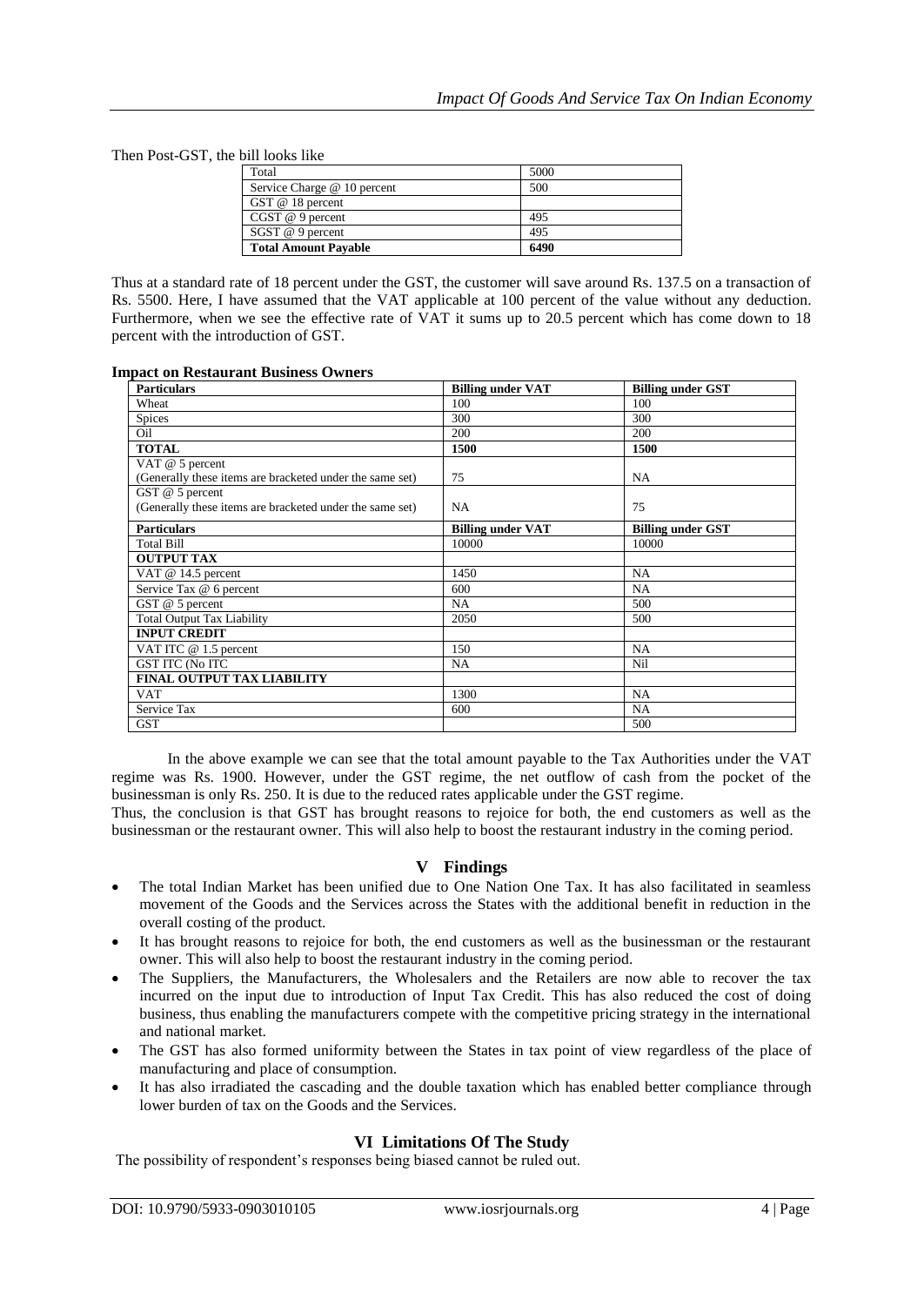Then Post-GST, the bill looks like

| Total | 5000 |
|---|---|
| Service Charge @ 10 percent | 500 |
| GST @ 18 percent | |
| CGST @ 9 percent | 495 |
| SGST @ 9 percent | 495 |
| **Total Amount Payable** | **6490** |

Thus at a standard rate of 18 percent under the GST, the customer will save around Rs. 137.5 on a transaction of Rs. 5500. Here, I have assumed that the VAT applicable at 100 percent of the value without any deduction. Furthermore, when we see the effective rate of VAT it sums up to 20.5 percent which has come down to 18 percent with the introduction of GST.

**Impact on Restaurant Business Owners**

| **Particulars** | **Billing under VAT** | **Billing under GST** |
|---|---|---|
| Wheat | 100 | 100 |
| Spices | 300 | 300 |
| Oil | 200 | 200 |
| **TOTAL** | **1500** | **1500** |
| VAT @ 5 percent (Generally these items are bracketed under the same set) | 75 | NA |
| GST @ 5 percent (Generally these items are bracketed under the same set) | NA | 75 |
| **Particulars** | **Billing under VAT** | **Billing under GST** |
| Total Bill | 10000 | 10000 |
| **OUTPUT TAX** | | |
| VAT @ 14.5 percent | 1450 | NA |
| Service Tax @ 6 percent | 600 | NA |
| GST @ 5 percent | NA | 500 |
| Total Output Tax Liability | 2050 | 500 |
| **INPUT CREDIT** | | |
| VAT ITC @ 1.5 percent | 150 | NA |
| GST ITC (No ITC | NA | Nil |
| **FINAL OUTPUT TAX LIABILITY** | | |
| VAT | 1300 | NA |
| Service Tax | 600 | NA |
| GST | | 500 |

In the above example we can see that the total amount payable to the Tax Authorities under the VAT regime was Rs. 1900. However, under the GST regime, the net outflow of cash from the pocket of the businessman is only Rs. 250. It is due to the reduced rates applicable under the GST regime.

Thus, the conclusion is that GST has brought reasons to rejoice for both, the end customers as well as the businessman or the restaurant owner. This will also help to boost the restaurant industry in the coming period.

## V Findings

- The total Indian Market has been unified due to One Nation One Tax. It has also facilitated in seamless movement of the Goods and the Services across the States with the additional benefit in reduction in the overall costing of the product.
- It has brought reasons to rejoice for both, the end customers as well as the businessman or the restaurant owner. This will also help to boost the restaurant industry in the coming period.
- The Suppliers, the Manufacturers, the Wholesalers and the Retailers are now able to recover the tax incurred on the input due to introduction of Input Tax Credit. This has also reduced the cost of doing business, thus enabling the manufacturers compete with the competitive pricing strategy in the international and national market.
- The GST has also formed uniformity between the States in tax point of view regardless of the place of manufacturing and place of consumption.
- It has also irradiated the cascading and the double taxation which has enabled better compliance through lower burden of tax on the Goods and the Services.

## VI Limitations Of The Study

The possibility of respondent's responses being biased cannot be ruled out.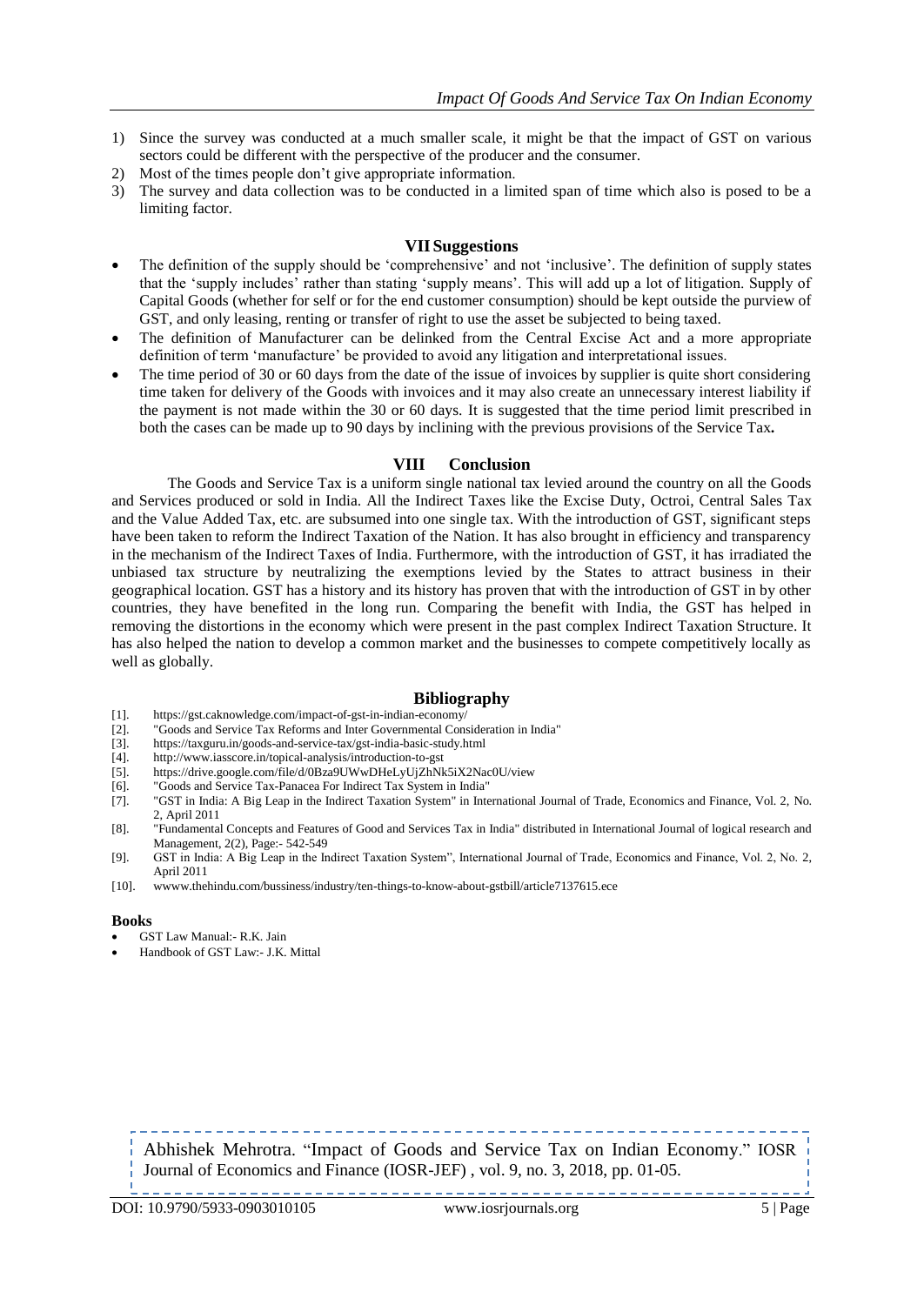1) Since the survey was conducted at a much smaller scale, it might be that the impact of GST on various sectors could be different with the perspective of the producer and the consumer.
2) Most of the times people don't give appropriate information.
3) The survey and data collection was to be conducted in a limited span of time which also is posed to be a limiting factor.

## VII Suggestions

- The definition of the supply should be 'comprehensive' and not 'inclusive'. The definition of supply states that the 'supply includes' rather than stating 'supply means'. This will add up a lot of litigation. Supply of Capital Goods (whether for self or for the end customer consumption) should be kept outside the purview of GST, and only leasing, renting or transfer of right to use the asset be subjected to being taxed.
- The definition of Manufacturer can be delinked from the Central Excise Act and a more appropriate definition of term 'manufacture' be provided to avoid any litigation and interpretational issues.
- The time period of 30 or 60 days from the date of the issue of invoices by supplier is quite short considering time taken for delivery of the Goods with invoices and it may also create an unnecessary interest liability if the payment is not made within the 30 or 60 days. It is suggested that the time period limit prescribed in both the cases can be made up to 90 days by inclining with the previous provisions of the Service Tax**.**

## VIII Conclusion

The Goods and Service Tax is a uniform single national tax levied around the country on all the Goods and Services produced or sold in India. All the Indirect Taxes like the Excise Duty, Octroi, Central Sales Tax and the Value Added Tax, etc. are subsumed into one single tax. With the introduction of GST, significant steps have been taken to reform the Indirect Taxation of the Nation. It has also brought in efficiency and transparency in the mechanism of the Indirect Taxes of India. Furthermore, with the introduction of GST, it has irradiated the unbiased tax structure by neutralizing the exemptions levied by the States to attract business in their geographical location. GST has a history and its history has proven that with the introduction of GST in by other countries, they have benefited in the long run. Comparing the benefit with India, the GST has helped in removing the distortions in the economy which were present in the past complex Indirect Taxation Structure. It has also helped the nation to develop a common market and the businesses to compete competitively locally as well as globally.

## Bibliography

[1]. https://gst.caknowledge.com/impact-of-gst-in-indian-economy/
[2]. "Goods and Service Tax Reforms and Inter Governmental Consideration in India"
[3]. https://taxguru.in/goods-and-service-tax/gst-india-basic-study.html
[4]. http://www.iasscore.in/topical-analysis/introduction-to-gst
[5]. https://drive.google.com/file/d/0Bza9UWwDHeLyUjZhNk5iX2Nac0U/view
[6]. "Goods and Service Tax-Panacea For Indirect Tax System in India"
[7]. "GST in India: A Big Leap in the Indirect Taxation System" in International Journal of Trade, Economics and Finance, Vol. 2, No. 2, April 2011
[8]. "Fundamental Concepts and Features of Good and Services Tax in India" distributed in International Journal of logical research and Management, 2(2), Page:- 542-549
[9]. GST in India: A Big Leap in the Indirect Taxation System", International Journal of Trade, Economics and Finance, Vol. 2, No. 2, April 2011
[10]. wwww.thehindu.com/bussiness/industry/ten-things-to-know-about-gstbill/article7137615.ece

**Books**

- GST Law Manual:- R.K. Jain
- Handbook of GST Law:- J.K. Mittal

Abhishek Mehrotra. "Impact of Goods and Service Tax on Indian Economy." IOSR Journal of Economics and Finance (IOSR-JEF) , vol. 9, no. 3, 2018, pp. 01-05.